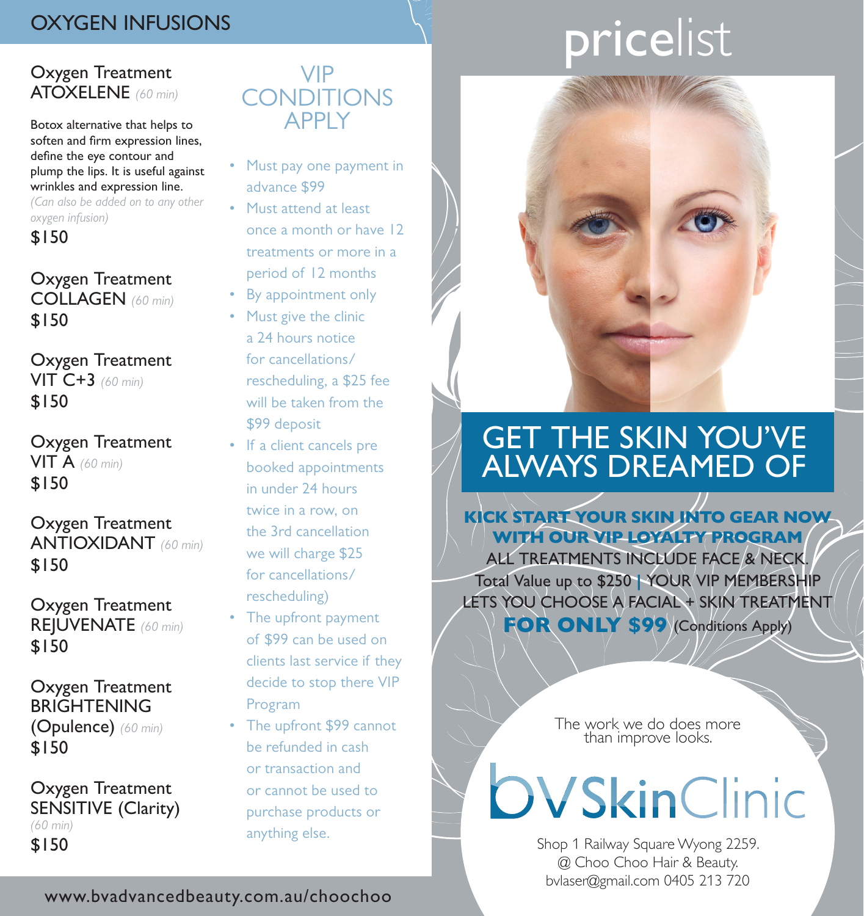## OXYGEN INFUSIONS

**Oxygen Treatment ATOXELENE** *(60 min)*

Botox alternative that helps to soften and firm expression lines, define the eye contour and plump the lips. It is useful against wrinkles and expression line.
*(Can also be added on to any other oxygen infusion)*

$150

**Oxygen Treatment COLLAGEN** *(60 min)*
$150

**Oxygen Treatment VIT C+3** *(60 min)*
$150

**Oxygen Treatment VIT A** *(60 min)*
$150

**Oxygen Treatment ANTIOXIDANT** *(60 min)*
$150

**Oxygen Treatment REJUVENATE** *(60 min)*
$150

**Oxygen Treatment BRIGHTENING (Opulence)** *(60 min)*
$150

**Oxygen Treatment SENSITIVE (Clarity)** *(60 min)*
$150

## VIP CONDITIONS APPLY

- Must pay one payment in advance $99
- Must attend at least once a month or have 12 treatments or more in a period of 12 months
- By appointment only
- Must give the clinic a 24 hours notice for cancellations/ rescheduling, a $25 fee will be taken from the $99 deposit
- If a client cancels pre booked appointments in under 24 hours twice in a row, on the 3rd cancellation we will charge $25 for cancellations/ rescheduling)
- The upfront payment of $99 can be used on clients last service if they decide to stop there VIP Program
- The upfront $99 cannot be refunded in cash or transaction and or cannot be used to purchase products or anything else.

www.bvadvancedbeauty.com.au/choochoo

# pricelist

## GET THE SKIN YOU'VE ALWAYS DREAMED OF

**KICK START YOUR SKIN INTO GEAR NOW WITH OUR VIP LOYALTY PROGRAM**

ALL TREATMENTS INCLUDE FACE & NECK.
Total Value up to $250 | YOUR VIP MEMBERSHIP LETS YOU CHOOSE A FACIAL + SKIN TREATMENT **FOR ONLY $99** (Conditions Apply)

The work we do does more than improve looks.

**bv SkinClinic**

Shop 1 Railway Square Wyong 2259.
@ Choo Choo Hair & Beauty.
bvlaser@gmail.com 0405 213 720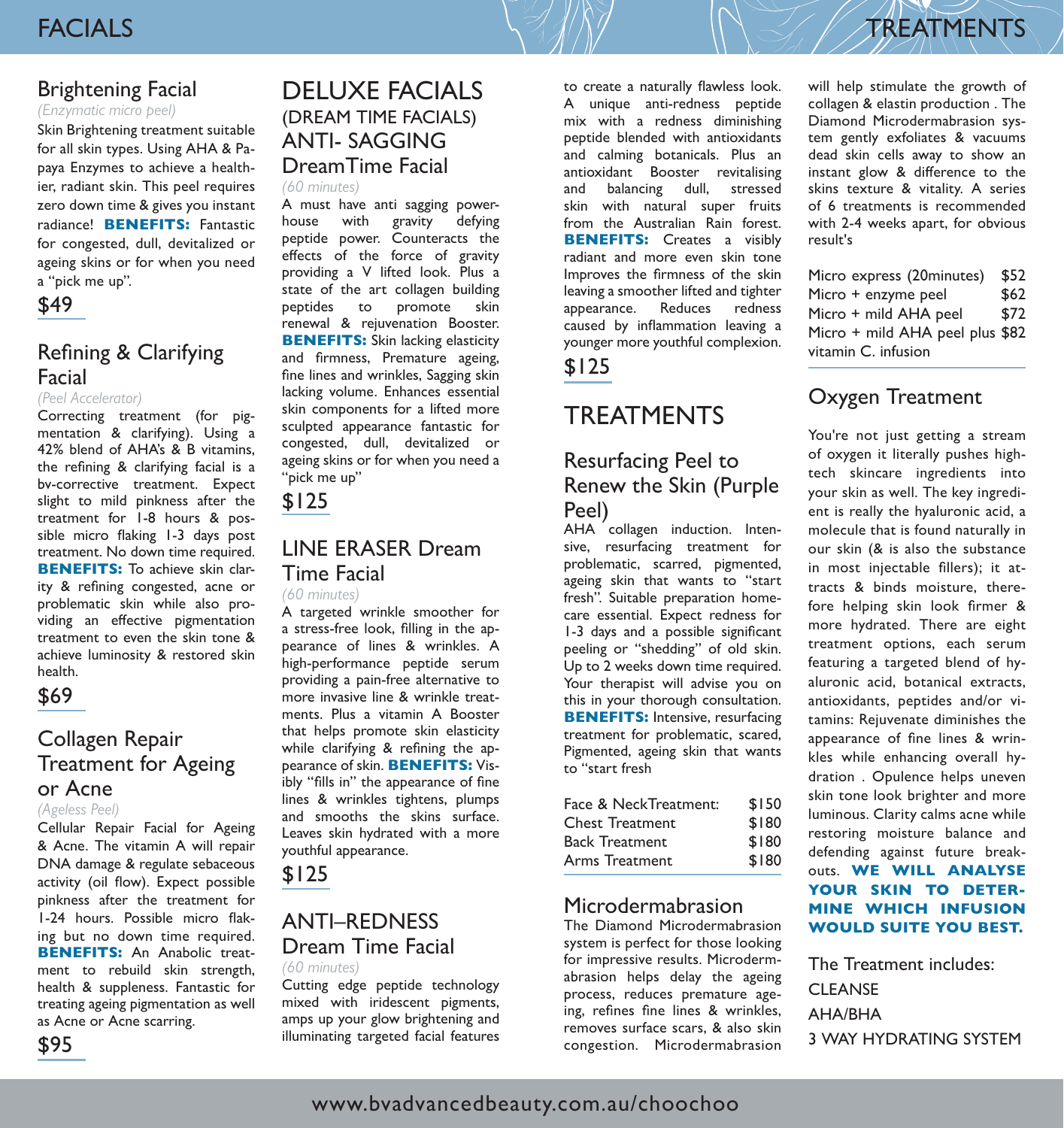# FACIALS

## Brightening Facial

*(Enzymatic micro peel)*

Skin Brightening treatment suitable for all skin types. Using AHA & Papaya Enzymes to achieve a healthier, radiant skin. This peel requires zero down time & gives you instant radiance! **BENEFITS:** Fantastic for congested, dull, devitalized or ageing skins or for when you need a "pick me up".

$49

## Refining & Clarifying Facial

*(Peel Accelerator)*

Correcting treatment (for pigmentation & clarifying). Using a 42% blend of AHA's & B vitamins, the refining & clarifying facial is a bv-corrective treatment. Expect slight to mild pinkness after the treatment for 1-8 hours & possible micro flaking 1-3 days post treatment. No down time required. **BENEFITS:** To achieve skin clarity & refining congested, acne or problematic skin while also providing an effective pigmentation treatment to even the skin tone & achieve luminosity & restored skin health.

$69

## Collagen Repair Treatment for Ageing or Acne

*(Ageless Peel)*

Cellular Repair Facial for Ageing & Acne. The vitamin A will repair DNA damage & regulate sebaceous activity (oil flow). Expect possible pinkness after the treatment for 1-24 hours. Possible micro flaking but no down time required. **BENEFITS:** An Anabolic treatment to rebuild skin strength, health & suppleness. Fantastic for treating ageing pigmentation as well as Acne or Acne scarring.

$95

## DELUXE FACIALS (DREAM TIME FACIALS)

### ANTI- SAGGING DreamTime Facial

*(60 minutes)*

A must have anti sagging powerhouse with gravity defying peptide power. Counteracts the effects of the force of gravity providing a V lifted look. Plus a state of the art collagen building peptides to promote skin renewal & rejuvenation Booster. **BENEFITS:** Skin lacking elasticity and firmness, Premature ageing, fine lines and wrinkles, Sagging skin lacking volume. Enhances essential skin components for a lifted more sculpted appearance fantastic for congested, dull, devitalized or ageing skins or for when you need a "pick me up"

$125

### LINE ERASER Dream Time Facial

*(60 minutes)*

A targeted wrinkle smoother for a stress-free look, filling in the appearance of lines & wrinkles. A high-performance peptide serum providing a pain-free alternative to more invasive line & wrinkle treatments. Plus a vitamin A Booster that helps promote skin elasticity while clarifying & refining the appearance of skin. **BENEFITS:** Visibly "fills in" the appearance of fine lines & wrinkles tightens, plumps and smooths the skins surface. Leaves skin hydrated with a more youthful appearance.

$125

### ANTI–REDNESS Dream Time Facial

*(60 minutes)*

Cutting edge peptide technology mixed with iridescent pigments, amps up your glow brightening and illuminating targeted facial features to create a naturally flawless look. A unique anti-redness peptide mix with a redness diminishing peptide blended with antioxidants and calming botanicals. Plus an antioxidant Booster revitalising and balancing dull, stressed skin with natural super fruits from the Australian Rain forest. **BENEFITS:** Creates a visibly radiant and more even skin tone Improves the firmness of the skin leaving a smoother lifted and tighter appearance. Reduces redness caused by inflammation leaving a younger more youthful complexion.

$125

# TREATMENTS

## Resurfacing Peel to Renew the Skin (Purple Peel)

AHA collagen induction. Intensive, resurfacing treatment for problematic, scarred, pigmented, ageing skin that wants to "start fresh". Suitable preparation homecare essential. Expect redness for 1-3 days and a possible significant peeling or "shedding" of old skin. Up to 2 weeks down time required. Your therapist will advise you on this in your thorough consultation. **BENEFITS:** Intensive, resurfacing treatment for problematic, scared, Pigmented, ageing skin that wants to "start fresh

| | |
|---|---|
| Face & NeckTreatment: | $150 |
| Chest Treatment | $180 |
| Back Treatment | $180 |
| Arms Treatment | $180 |

## Microdermabrasion

The Diamond Microdermabrasion system is perfect for those looking for impressive results. Microdermabrasion helps delay the ageing process, reduces premature ageing, refines fine lines & wrinkles, removes surface scars, & also skin congestion. Microdermabrasion will help stimulate the growth of collagen & elastin production . The Diamond Microdermabrasion system gently exfoliates & vacuums dead skin cells away to show an instant glow & difference to the skins texture & vitality. A series of 6 treatments is recommended with 2-4 weeks apart, for obvious result's

| | |
|---|---|
| Micro express (20minutes) | $52 |
| Micro + enzyme peel | $62 |
| Micro + mild AHA peel | $72 |
| Micro + mild AHA peel plus vitamin C. infusion | $82 |

## Oxygen Treatment

You're not just getting a stream of oxygen it literally pushes high-tech skincare ingredients into your skin as well. The key ingredient is really the hyaluronic acid, a molecule that is found naturally in our skin (& is also the substance in most injectable fillers); it attracts & binds moisture, therefore helping skin look firmer & more hydrated. There are eight treatment options, each serum featuring a targeted blend of hyaluronic acid, botanical extracts, antioxidants, peptides and/or vitamins: Rejuvenate diminishes the appearance of fine lines & wrinkles while enhancing overall hydration . Opulence helps uneven skin tone look brighter and more luminous. Clarity calms acne while restoring moisture balance and defending against future breakouts. **WE WILL ANALYSE YOUR SKIN TO DETERMINE WHICH INFUSION WOULD SUITE YOU BEST.**

The Treatment includes:

CLEANSE

AHA/BHA

3 WAY HYDRATING SYSTEM

www.bvadvancedbeauty.com.au/choochoo